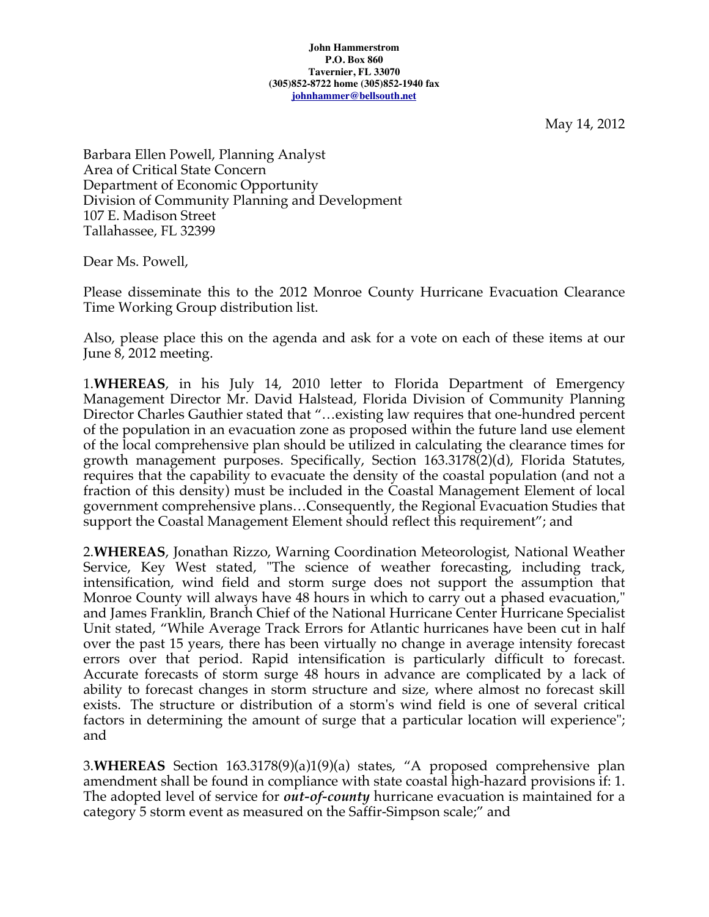**John Hammerstrom**
**P.O. Box 860**
**Tavernier, FL 33070**
**(305)852-8722 home (305)852-1940 fax**
**johnhammer@bellsouth.net**

May 14, 2012

Barbara Ellen Powell, Planning Analyst
Area of Critical State Concern
Department of Economic Opportunity
Division of Community Planning and Development
107 E. Madison Street
Tallahassee, FL 32399

Dear Ms. Powell,

Please disseminate this to the 2012 Monroe County Hurricane Evacuation Clearance Time Working Group distribution list.

Also, please place this on the agenda and ask for a vote on each of these items at our June 8, 2012 meeting.

1.**WHEREAS**, in his July 14, 2010 letter to Florida Department of Emergency Management Director Mr. David Halstead, Florida Division of Community Planning Director Charles Gauthier stated that "…existing law requires that one-hundred percent of the population in an evacuation zone as proposed within the future land use element of the local comprehensive plan should be utilized in calculating the clearance times for growth management purposes. Specifically, Section 163.3178(2)(d), Florida Statutes, requires that the capability to evacuate the density of the coastal population (and not a fraction of this density) must be included in the Coastal Management Element of local government comprehensive plans…Consequently, the Regional Evacuation Studies that support the Coastal Management Element should reflect this requirement"; and

2.**WHEREAS**, Jonathan Rizzo, Warning Coordination Meteorologist, National Weather Service, Key West stated, "The science of weather forecasting, including track, intensification, wind field and storm surge does not support the assumption that Monroe County will always have 48 hours in which to carry out a phased evacuation," and James Franklin, Branch Chief of the National Hurricane Center Hurricane Specialist Unit stated, "While Average Track Errors for Atlantic hurricanes have been cut in half over the past 15 years, there has been virtually no change in average intensity forecast errors over that period. Rapid intensification is particularly difficult to forecast. Accurate forecasts of storm surge 48 hours in advance are complicated by a lack of ability to forecast changes in storm structure and size, where almost no forecast skill exists. The structure or distribution of a storm's wind field is one of several critical factors in determining the amount of surge that a particular location will experience"; and

3.**WHEREAS** Section 163.3178(9)(a)1(9)(a) states, "A proposed comprehensive plan amendment shall be found in compliance with state coastal high-hazard provisions if: 1. The adopted level of service for ***out-of-county*** hurricane evacuation is maintained for a category 5 storm event as measured on the Saffir-Simpson scale;" and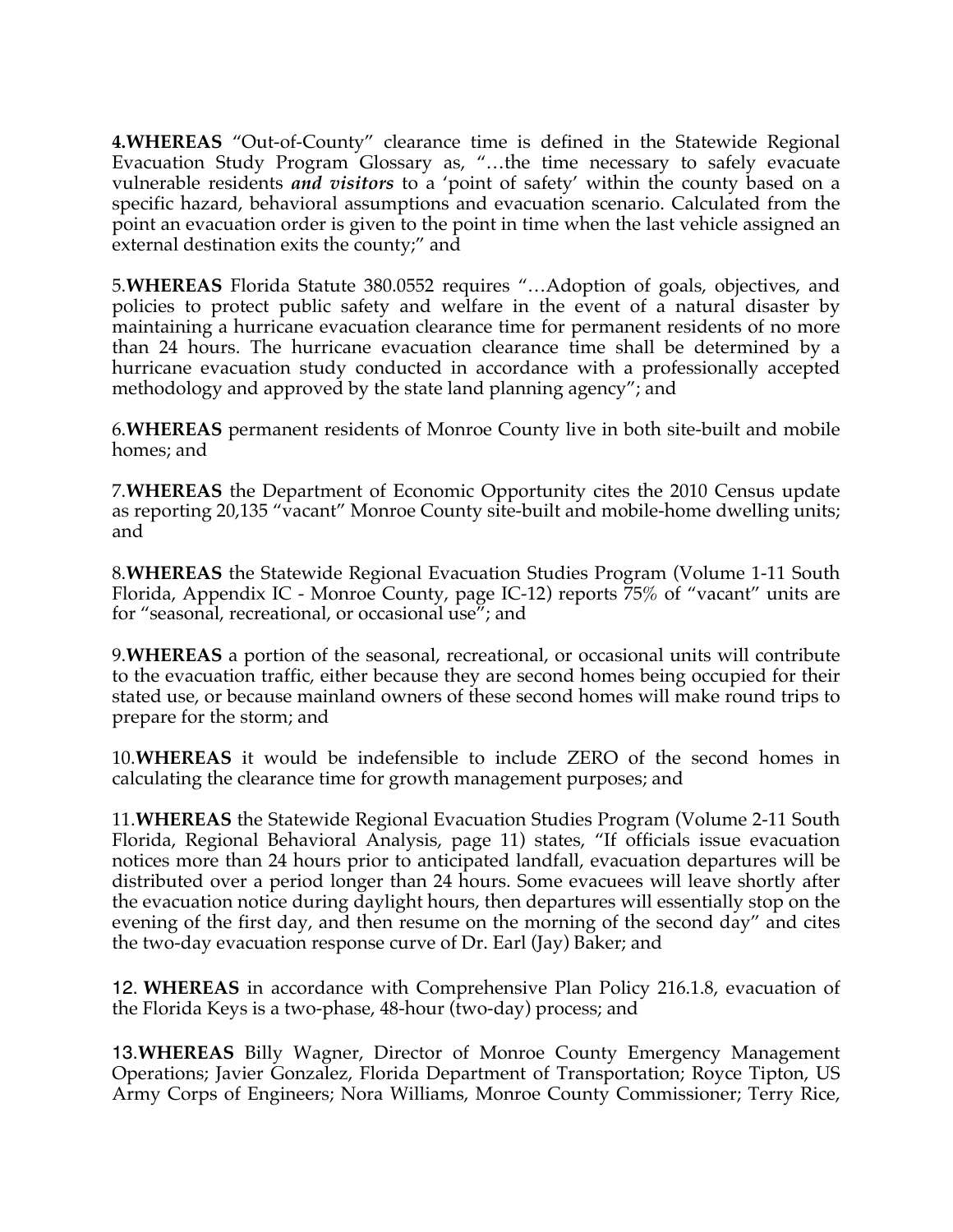**4.WHEREAS** "Out-of-County" clearance time is defined in the Statewide Regional Evacuation Study Program Glossary as, "…the time necessary to safely evacuate vulnerable residents ***and visitors*** to a 'point of safety' within the county based on a specific hazard, behavioral assumptions and evacuation scenario. Calculated from the point an evacuation order is given to the point in time when the last vehicle assigned an external destination exits the county;" and

5.**WHEREAS** Florida Statute 380.0552 requires "…Adoption of goals, objectives, and policies to protect public safety and welfare in the event of a natural disaster by maintaining a hurricane evacuation clearance time for permanent residents of no more than 24 hours. The hurricane evacuation clearance time shall be determined by a hurricane evacuation study conducted in accordance with a professionally accepted methodology and approved by the state land planning agency"; and

6.**WHEREAS** permanent residents of Monroe County live in both site-built and mobile homes; and

7.**WHEREAS** the Department of Economic Opportunity cites the 2010 Census update as reporting 20,135 "vacant" Monroe County site-built and mobile-home dwelling units; and

8.**WHEREAS** the Statewide Regional Evacuation Studies Program (Volume 1-11 South Florida, Appendix IC - Monroe County, page IC-12) reports 75% of "vacant" units are for "seasonal, recreational, or occasional use"; and

9.**WHEREAS** a portion of the seasonal, recreational, or occasional units will contribute to the evacuation traffic, either because they are second homes being occupied for their stated use, or because mainland owners of these second homes will make round trips to prepare for the storm; and

10.**WHEREAS** it would be indefensible to include ZERO of the second homes in calculating the clearance time for growth management purposes; and

11.**WHEREAS** the Statewide Regional Evacuation Studies Program (Volume 2-11 South Florida, Regional Behavioral Analysis, page 11) states, "If officials issue evacuation notices more than 24 hours prior to anticipated landfall, evacuation departures will be distributed over a period longer than 24 hours. Some evacuees will leave shortly after the evacuation notice during daylight hours, then departures will essentially stop on the evening of the first day, and then resume on the morning of the second day" and cites the two-day evacuation response curve of Dr. Earl (Jay) Baker; and

12. **WHEREAS** in accordance with Comprehensive Plan Policy 216.1.8, evacuation of the Florida Keys is a two-phase, 48-hour (two-day) process; and

13.**WHEREAS** Billy Wagner, Director of Monroe County Emergency Management Operations; Javier Gonzalez, Florida Department of Transportation; Royce Tipton, US Army Corps of Engineers; Nora Williams, Monroe County Commissioner; Terry Rice,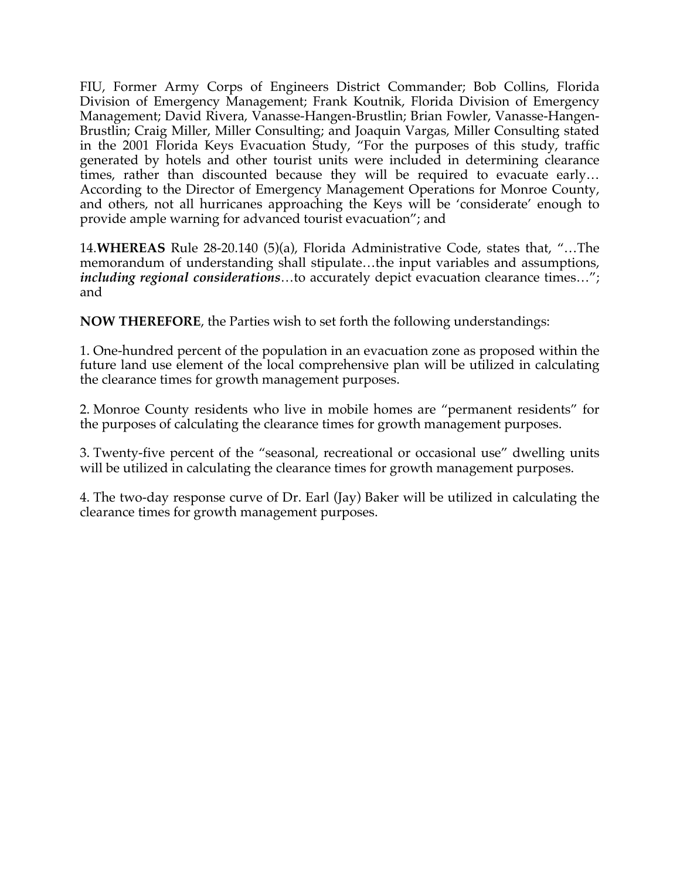FIU, Former Army Corps of Engineers District Commander; Bob Collins, Florida Division of Emergency Management; Frank Koutnik, Florida Division of Emergency Management; David Rivera, Vanasse-Hangen-Brustlin; Brian Fowler, Vanasse-Hangen-Brustlin; Craig Miller, Miller Consulting; and Joaquin Vargas, Miller Consulting stated in the 2001 Florida Keys Evacuation Study, "For the purposes of this study, traffic generated by hotels and other tourist units were included in determining clearance times, rather than discounted because they will be required to evacuate early… According to the Director of Emergency Management Operations for Monroe County, and others, not all hurricanes approaching the Keys will be 'considerate' enough to provide ample warning for advanced tourist evacuation"; and

14.**WHEREAS** Rule 28-20.140 (5)(a), Florida Administrative Code, states that, "…The memorandum of understanding shall stipulate…the input variables and assumptions, ***including regional considerations***…to accurately depict evacuation clearance times…"; and

**NOW THEREFORE**, the Parties wish to set forth the following understandings:

1. One-hundred percent of the population in an evacuation zone as proposed within the future land use element of the local comprehensive plan will be utilized in calculating the clearance times for growth management purposes.

2. Monroe County residents who live in mobile homes are "permanent residents" for the purposes of calculating the clearance times for growth management purposes.

3. Twenty-five percent of the "seasonal, recreational or occasional use" dwelling units will be utilized in calculating the clearance times for growth management purposes.

4. The two-day response curve of Dr. Earl (Jay) Baker will be utilized in calculating the clearance times for growth management purposes.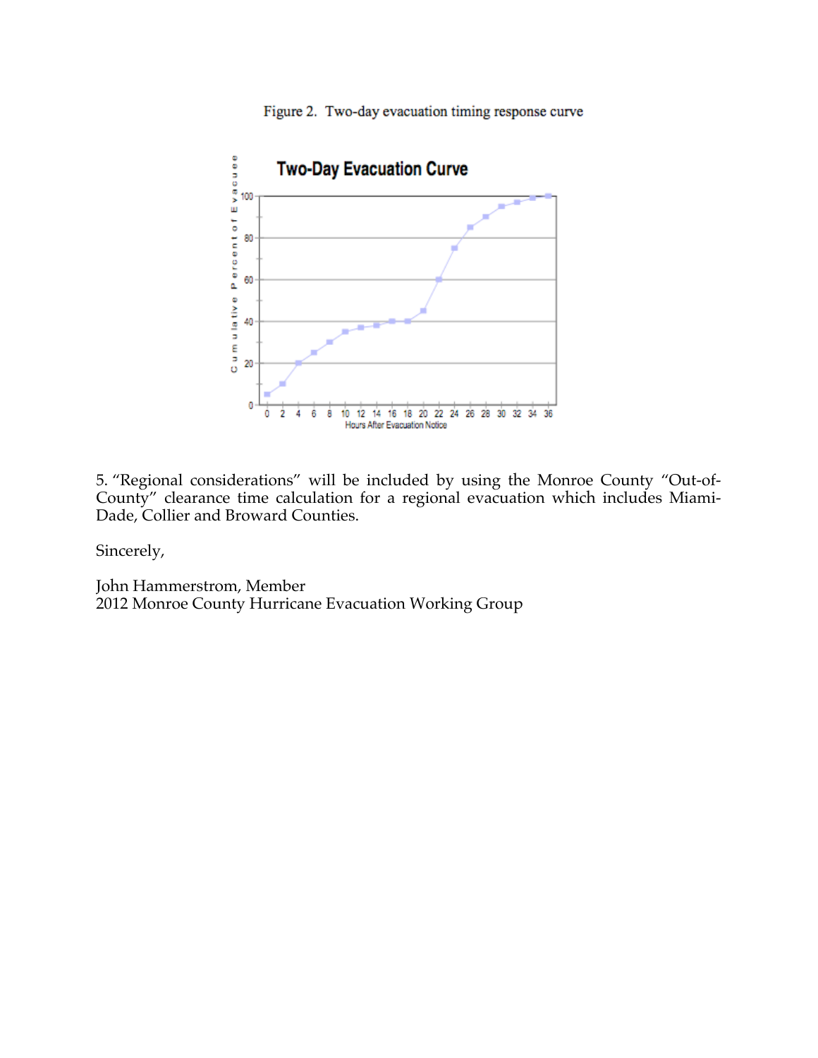Figure 2. Two-day evacuation timing response curve

Two-Day Evacuation Curve

Cumulative Percent of Evacuees

0
20
40
60
80
100

0 2 4 6 8 10 12 14 16 18 20 22 24 26 28 30 32 34 36

Hours After Evacuation Notice

5. "Regional considerations" will be included by using the Monroe County "Out-of-County" clearance time calculation for a regional evacuation which includes Miami-Dade, Collier and Broward Counties.

Sincerely,

John Hammerstrom, Member
2012 Monroe County Hurricane Evacuation Working Group